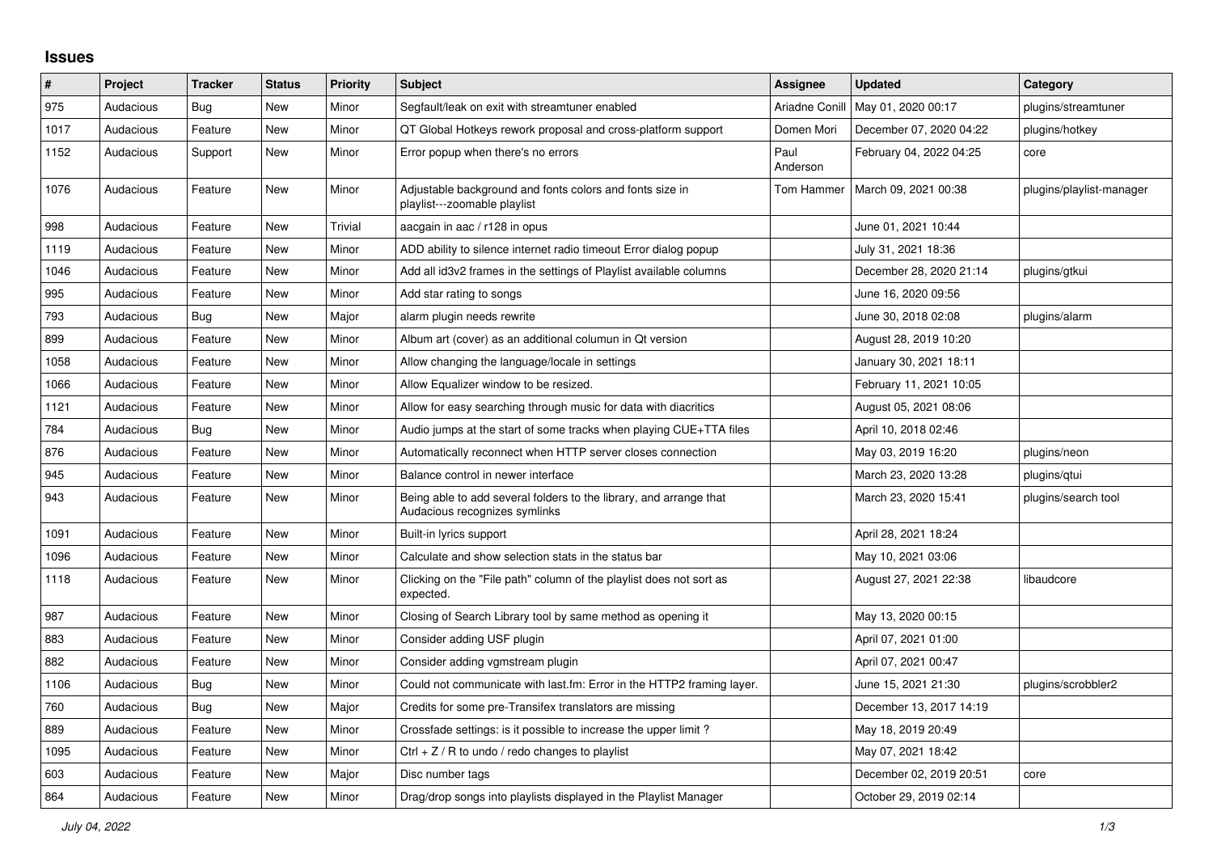## Issues

| # | Project | Tracker | Status | Priority | Subject | Assignee | Updated | Category |
|---|---|---|---|---|---|---|---|---|
| 975 | Audacious | Bug | New | Minor | Segfault/leak on exit with streamtuner enabled | Ariadne Conill | May 01, 2020 00:17 | plugins/streamtuner |
| 1017 | Audacious | Feature | New | Minor | QT Global Hotkeys rework proposal and cross-platform support | Domen Mori | December 07, 2020 04:22 | plugins/hotkey |
| 1152 | Audacious | Support | New | Minor | Error popup when there's no errors | Paul Anderson | February 04, 2022 04:25 | core |
| 1076 | Audacious | Feature | New | Minor | Adjustable background and fonts colors and fonts size in playlist---zoomable playlist | Tom Hammer | March 09, 2021 00:38 | plugins/playlist-manager |
| 998 | Audacious | Feature | New | Trivial | aacgain in aac / r128 in opus | | June 01, 2021 10:44 | |
| 1119 | Audacious | Feature | New | Minor | ADD ability to silence internet radio timeout Error dialog popup | | July 31, 2021 18:36 | |
| 1046 | Audacious | Feature | New | Minor | Add all id3v2 frames in the settings of Playlist available columns | | December 28, 2020 21:14 | plugins/gtkui |
| 995 | Audacious | Feature | New | Minor | Add star rating to songs | | June 16, 2020 09:56 | |
| 793 | Audacious | Bug | New | Major | alarm plugin needs rewrite | | June 30, 2018 02:08 | plugins/alarm |
| 899 | Audacious | Feature | New | Minor | Album art (cover) as an additional colunun in Qt version | | August 28, 2019 10:20 | |
| 1058 | Audacious | Feature | New | Minor | Allow changing the language/locale in settings | | January 30, 2021 18:11 | |
| 1066 | Audacious | Feature | New | Minor | Allow Equalizer window to be resized. | | February 11, 2021 10:05 | |
| 1121 | Audacious | Feature | New | Minor | Allow for easy searching through music for data with diacritics | | August 05, 2021 08:06 | |
| 784 | Audacious | Bug | New | Minor | Audio jumps at the start of some tracks when playing CUE+TTA files | | April 10, 2018 02:46 | |
| 876 | Audacious | Feature | New | Minor | Automatically reconnect when HTTP server closes connection | | May 03, 2019 16:20 | plugins/neon |
| 945 | Audacious | Feature | New | Minor | Balance control in newer interface | | March 23, 2020 13:28 | plugins/qtui |
| 943 | Audacious | Feature | New | Minor | Being able to add several folders to the library, and arrange that Audacious recognizes symlinks | | March 23, 2020 15:41 | plugins/search tool |
| 1091 | Audacious | Feature | New | Minor | Built-in lyrics support | | April 28, 2021 18:24 | |
| 1096 | Audacious | Feature | New | Minor | Calculate and show selection stats in the status bar | | May 10, 2021 03:06 | |
| 1118 | Audacious | Feature | New | Minor | Clicking on the "File path" column of the playlist does not sort as expected. | | August 27, 2021 22:38 | libaudcore |
| 987 | Audacious | Feature | New | Minor | Closing of Search Library tool by same method as opening it | | May 13, 2020 00:15 | |
| 883 | Audacious | Feature | New | Minor | Consider adding USF plugin | | April 07, 2021 01:00 | |
| 882 | Audacious | Feature | New | Minor | Consider adding vgmstream plugin | | April 07, 2021 00:47 | |
| 1106 | Audacious | Bug | New | Minor | Could not communicate with last.fm: Error in the HTTP2 framing layer. | | June 15, 2021 21:30 | plugins/scrobbler2 |
| 760 | Audacious | Bug | New | Major | Credits for some pre-Transifex translators are missing | | December 13, 2017 14:19 | |
| 889 | Audacious | Feature | New | Minor | Crossfade settings: is it possible to increase the upper limit ? | | May 18, 2019 20:49 | |
| 1095 | Audacious | Feature | New | Minor | Ctrl + Z / R to undo / redo changes to playlist | | May 07, 2021 18:42 | |
| 603 | Audacious | Feature | New | Major | Disc number tags | | December 02, 2019 20:51 | core |
| 864 | Audacious | Feature | New | Minor | Drag/drop songs into playlists displayed in the Playlist Manager | | October 29, 2019 02:14 | |

*July 04, 2022*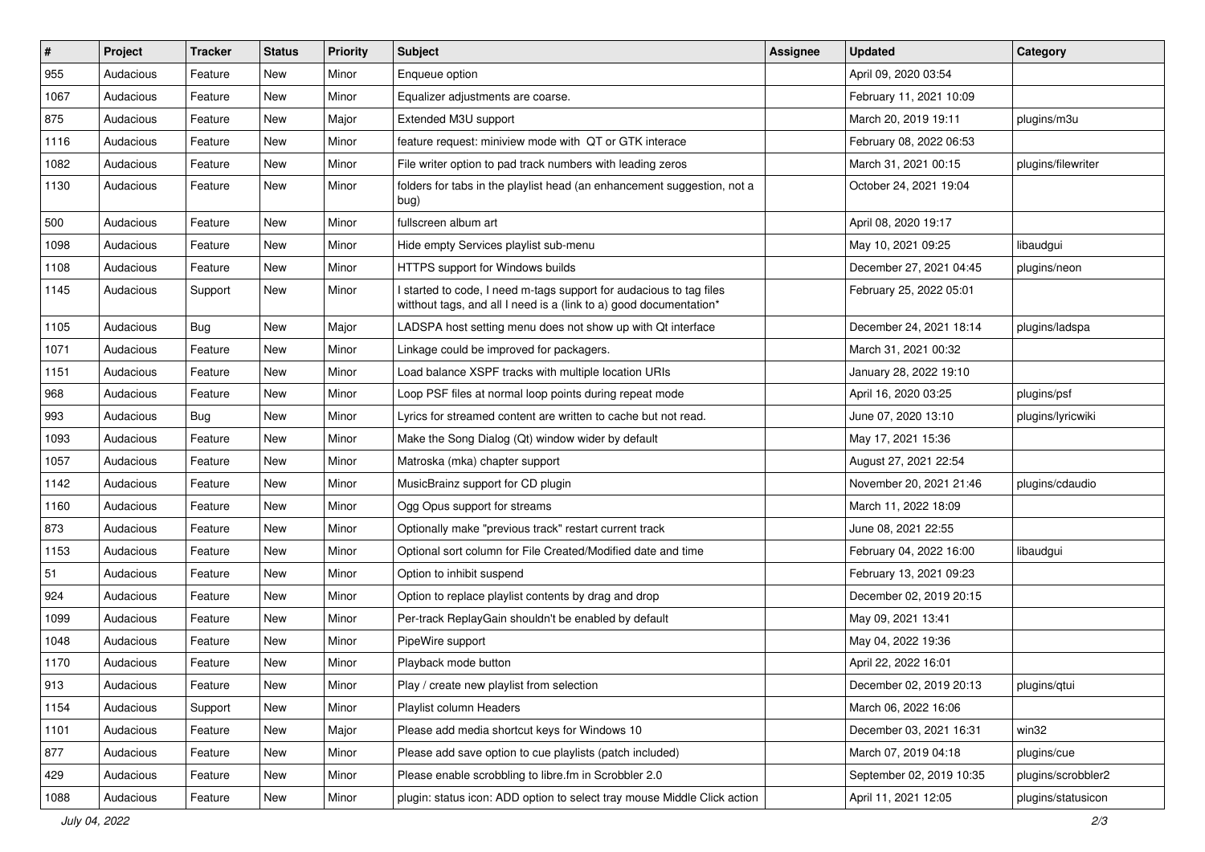| # | Project | Tracker | Status | Priority | Subject | Assignee | Updated | Category |
|---|---|---|---|---|---|---|---|---|
| 955 | Audacious | Feature | New | Minor | Enqueue option | | April 09, 2020 03:54 | |
| 1067 | Audacious | Feature | New | Minor | Equalizer adjustments are coarse. | | February 11, 2021 10:09 | |
| 875 | Audacious | Feature | New | Major | Extended M3U support | | March 20, 2019 19:11 | plugins/m3u |
| 1116 | Audacious | Feature | New | Minor | feature request: miniview mode with QT or GTK interace | | February 08, 2022 06:53 | |
| 1082 | Audacious | Feature | New | Minor | File writer option to pad track numbers with leading zeros | | March 31, 2021 00:15 | plugins/filewriter |
| 1130 | Audacious | Feature | New | Minor | folders for tabs in the playlist head (an enhancement suggestion, not a bug) | | October 24, 2021 19:04 | |
| 500 | Audacious | Feature | New | Minor | fullscreen album art | | April 08, 2020 19:17 | |
| 1098 | Audacious | Feature | New | Minor | Hide empty Services playlist sub-menu | | May 10, 2021 09:25 | libaudgui |
| 1108 | Audacious | Feature | New | Minor | HTTPS support for Windows builds | | December 27, 2021 04:45 | plugins/neon |
| 1145 | Audacious | Support | New | Minor | I started to code, I need m-tags support for audacious to tag files witthout tags, and all I need is a (link to a) good documentation* | | February 25, 2022 05:01 | |
| 1105 | Audacious | Bug | New | Major | LADSPA host setting menu does not show up with Qt interface | | December 24, 2021 18:14 | plugins/ladspa |
| 1071 | Audacious | Feature | New | Minor | Linkage could be improved for packagers. | | March 31, 2021 00:32 | |
| 1151 | Audacious | Feature | New | Minor | Load balance XSPF tracks with multiple location URIs | | January 28, 2022 19:10 | |
| 968 | Audacious | Feature | New | Minor | Loop PSF files at normal loop points during repeat mode | | April 16, 2020 03:25 | plugins/psf |
| 993 | Audacious | Bug | New | Minor | Lyrics for streamed content are written to cache but not read. | | June 07, 2020 13:10 | plugins/lyricwiki |
| 1093 | Audacious | Feature | New | Minor | Make the Song Dialog (Qt) window wider by default | | May 17, 2021 15:36 | |
| 1057 | Audacious | Feature | New | Minor | Matroska (mka) chapter support | | August 27, 2021 22:54 | |
| 1142 | Audacious | Feature | New | Minor | MusicBrainz support for CD plugin | | November 20, 2021 21:46 | plugins/cdaudio |
| 1160 | Audacious | Feature | New | Minor | Ogg Opus support for streams | | March 11, 2022 18:09 | |
| 873 | Audacious | Feature | New | Minor | Optionally make "previous track" restart current track | | June 08, 2021 22:55 | |
| 1153 | Audacious | Feature | New | Minor | Optional sort column for File Created/Modified date and time | | February 04, 2022 16:00 | libaudgui |
| 51 | Audacious | Feature | New | Minor | Option to inhibit suspend | | February 13, 2021 09:23 | |
| 924 | Audacious | Feature | New | Minor | Option to replace playlist contents by drag and drop | | December 02, 2019 20:15 | |
| 1099 | Audacious | Feature | New | Minor | Per-track ReplayGain shouldn't be enabled by default | | May 09, 2021 13:41 | |
| 1048 | Audacious | Feature | New | Minor | PipeWire support | | May 04, 2022 19:36 | |
| 1170 | Audacious | Feature | New | Minor | Playback mode button | | April 22, 2022 16:01 | |
| 913 | Audacious | Feature | New | Minor | Play / create new playlist from selection | | December 02, 2019 20:13 | plugins/qtui |
| 1154 | Audacious | Support | New | Minor | Playlist column Headers | | March 06, 2022 16:06 | |
| 1101 | Audacious | Feature | New | Major | Please add media shortcut keys for Windows 10 | | December 03, 2021 16:31 | win32 |
| 877 | Audacious | Feature | New | Minor | Please add save option to cue playlists (patch included) | | March 07, 2019 04:18 | plugins/cue |
| 429 | Audacious | Feature | New | Minor | Please enable scrobbling to libre.fm in Scrobbler 2.0 | | September 02, 2019 10:35 | plugins/scrobbler2 |
| 1088 | Audacious | Feature | New | Minor | plugin: status icon: ADD option to select tray mouse Middle Click action | | April 11, 2021 12:05 | plugins/statusicon |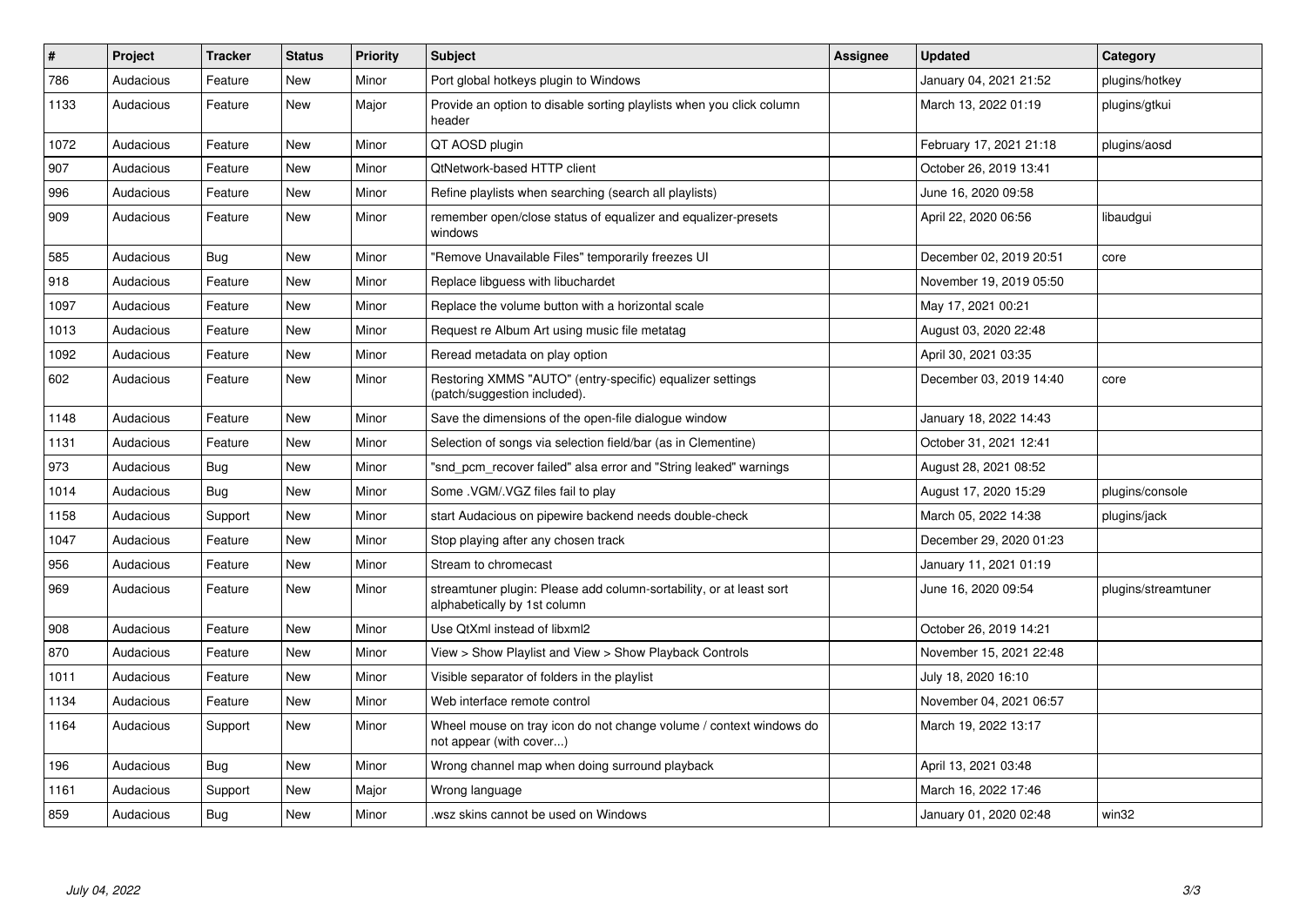| # | Project | Tracker | Status | Priority | Subject | Assignee | Updated | Category |
|---|---|---|---|---|---|---|---|---|
| 786 | Audacious | Feature | New | Minor | Port global hotkeys plugin to Windows | | January 04, 2021 21:52 | plugins/hotkey |
| 1133 | Audacious | Feature | New | Major | Provide an option to disable sorting playlists when you click column header | | March 13, 2022 01:19 | plugins/gtkui |
| 1072 | Audacious | Feature | New | Minor | QT AOSD plugin | | February 17, 2021 21:18 | plugins/aosd |
| 907 | Audacious | Feature | New | Minor | QtNetwork-based HTTP client | | October 26, 2019 13:41 | |
| 996 | Audacious | Feature | New | Minor | Refine playlists when searching (search all playlists) | | June 16, 2020 09:58 | |
| 909 | Audacious | Feature | New | Minor | remember open/close status of equalizer and equalizer-presets windows | | April 22, 2020 06:56 | libaudgui |
| 585 | Audacious | Bug | New | Minor | "Remove Unavailable Files" temporarily freezes UI | | December 02, 2019 20:51 | core |
| 918 | Audacious | Feature | New | Minor | Replace libguess with libuchardet | | November 19, 2019 05:50 | |
| 1097 | Audacious | Feature | New | Minor | Replace the volume button with a horizontal scale | | May 17, 2021 00:21 | |
| 1013 | Audacious | Feature | New | Minor | Request re Album Art using music file metatag | | August 03, 2020 22:48 | |
| 1092 | Audacious | Feature | New | Minor | Reread metadata on play option | | April 30, 2021 03:35 | |
| 602 | Audacious | Feature | New | Minor | Restoring XMMS "AUTO" (entry-specific) equalizer settings (patch/suggestion included). | | December 03, 2019 14:40 | core |
| 1148 | Audacious | Feature | New | Minor | Save the dimensions of the open-file dialogue window | | January 18, 2022 14:43 | |
| 1131 | Audacious | Feature | New | Minor | Selection of songs via selection field/bar (as in Clementine) | | October 31, 2021 12:41 | |
| 973 | Audacious | Bug | New | Minor | "snd_pcm_recover failed" alsa error and "String leaked" warnings | | August 28, 2021 08:52 | |
| 1014 | Audacious | Bug | New | Minor | Some .VGM/.VGZ files fail to play | | August 17, 2020 15:29 | plugins/console |
| 1158 | Audacious | Support | New | Minor | start Audacious on pipewire backend needs double-check | | March 05, 2022 14:38 | plugins/jack |
| 1047 | Audacious | Feature | New | Minor | Stop playing after any chosen track | | December 29, 2020 01:23 | |
| 956 | Audacious | Feature | New | Minor | Stream to chromecast | | January 11, 2021 01:19 | |
| 969 | Audacious | Feature | New | Minor | streamtuner plugin: Please add column-sortability, or at least sort alphabetically by 1st column | | June 16, 2020 09:54 | plugins/streamtuner |
| 908 | Audacious | Feature | New | Minor | Use QtXml instead of libxml2 | | October 26, 2019 14:21 | |
| 870 | Audacious | Feature | New | Minor | View > Show Playlist and View > Show Playback Controls | | November 15, 2021 22:48 | |
| 1011 | Audacious | Feature | New | Minor | Visible separator of folders in the playlist | | July 18, 2020 16:10 | |
| 1134 | Audacious | Feature | New | Minor | Web interface remote control | | November 04, 2021 06:57 | |
| 1164 | Audacious | Support | New | Minor | Wheel mouse on tray icon do not change volume / context windows do not appear (with cover...) | | March 19, 2022 13:17 | |
| 196 | Audacious | Bug | New | Minor | Wrong channel map when doing surround playback | | April 13, 2021 03:48 | |
| 1161 | Audacious | Support | New | Major | Wrong language | | March 16, 2022 17:46 | |
| 859 | Audacious | Bug | New | Minor | .wsz skins cannot be used on Windows | | January 01, 2020 02:48 | win32 |